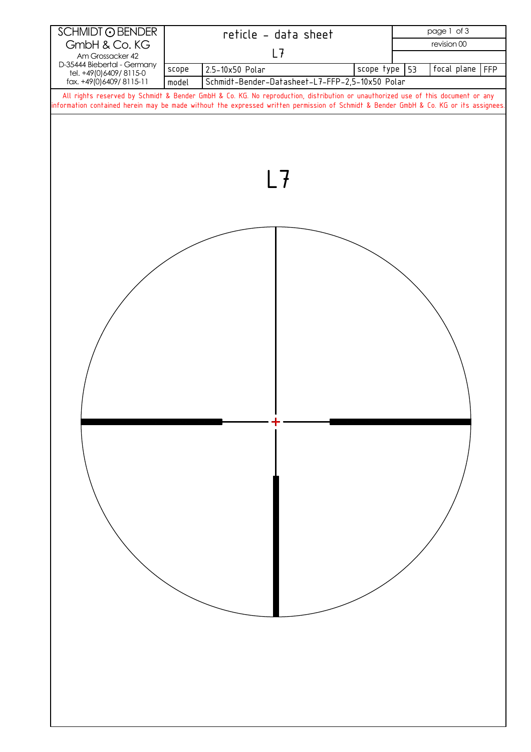| SCHMIDT ⊙ BENDER GmbH & Co. KG Am Grossacker 42 D-35444 Biebertal - Germany tel. +49(0)6409/ 8115-0 fax. +49(0)6409/ 8115-11 | reticle - data sheet L7 | | | | | revision 00 |
|---|---|---|---|---|---|---|
| | scope | 2.5-10x50 Polar | scope type | 53 | focal plane | FFP |
| | model | Schmidt-Bender-Datasheet-L7-FFP-2,5-10x50 Polar | | | | |

All rights reserved by Schmidt & Bender GmbH & Co. KG. No reproduction, distribution or unauthorized use of this document or any information contained herein may be made without the expressed written permission of Schmidt & Bender GmbH & Co. KG or its assignees.

# L7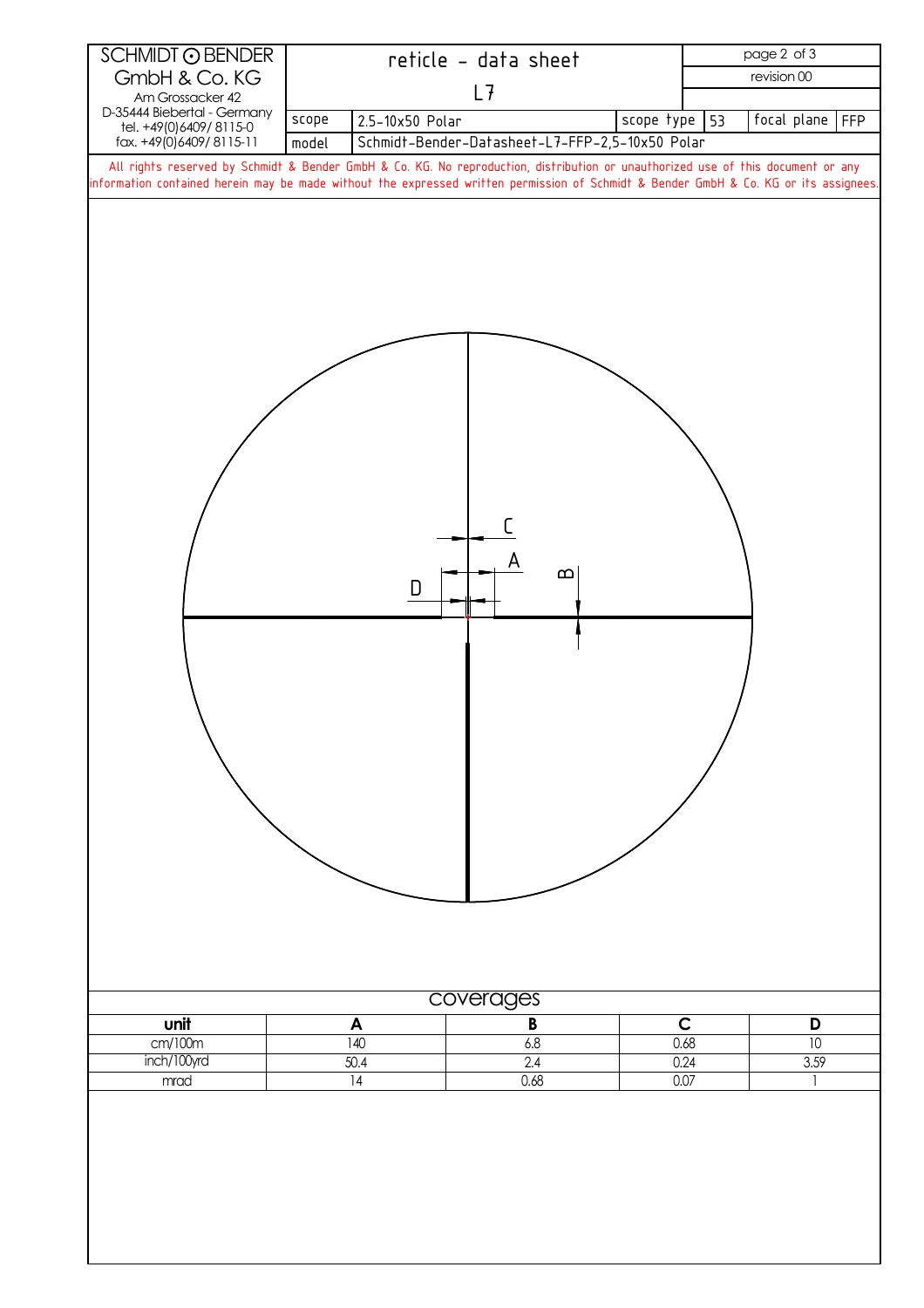| SCHMIDT ⊙ BENDER GmbH & Co. KG<br>Am Grossacker 42<br>D-35444 Biebertal - Germany<br>tel. +49(0)6409/ 8115-0<br>fax. +49(0)6409/ 8115-11 | reticle - data sheet<br>L7 | | | | page 2 of 3<br>revision 00 |
|---|---|---|---|---|---|
| scope | 2.5-10x50 Polar | scope type | 53 | focal plane | FFP |
| model | Schmidt-Bender-Datasheet-L7-FFP-2,5-10x50 Polar | | | | |

All rights reserved by Schmidt & Bender GmbH & Co. KG. No reproduction, distribution or unauthorized use of this document or any information contained herein may be made without the expressed written permission of Schmidt & Bender GmbH & Co. KG or its assignees.

C

A

B

D

## coverages

| unit | A | B | C | D |
|---|---|---|---|---|
| cm/100m | 140 | 6.8 | 0.68 | 10 |
| inch/100yrd | 50.4 | 2.4 | 0.24 | 3.59 |
| mrad | 14 | 0.68 | 0.07 | 1 |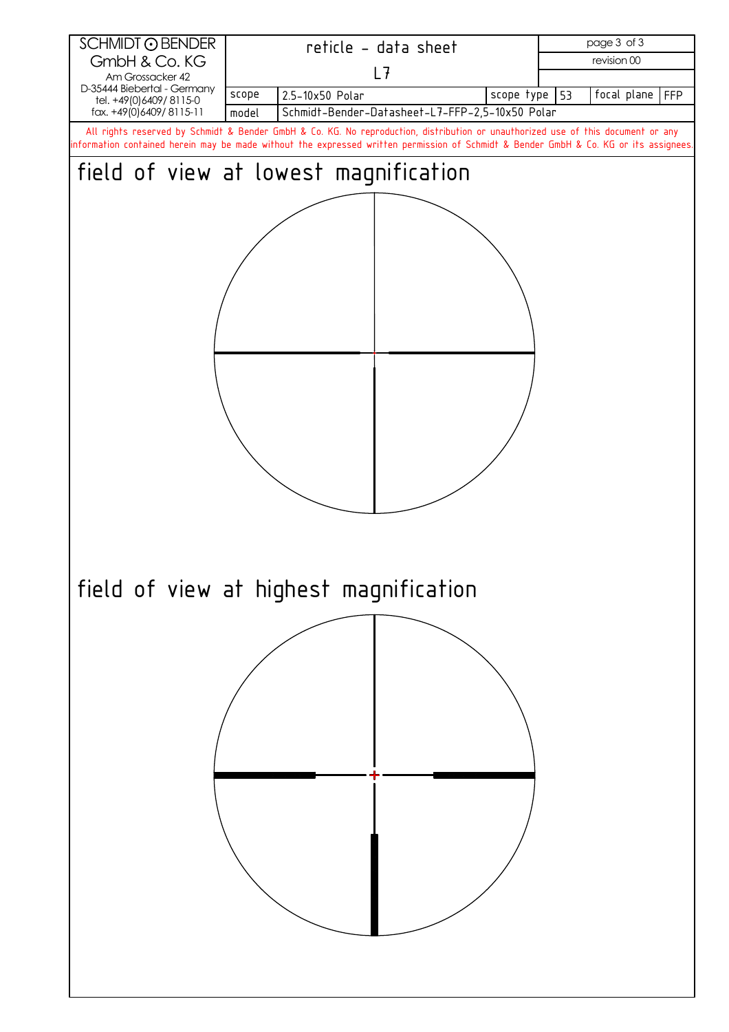| | | | | | | |
|---|---|---|---|---|---|---|
| SCHMIDT ⊙ BENDER GmbH & Co. KG Am Grossacker 42 D-35444 Biebertal - Germany tel. +49(0)6409/ 8115-0 fax. +49(0)6409/ 8115-11 | reticle - data sheet L7 | | | | | revision 00 |
| | scope | 2.5-10x50 Polar | scope type | 53 | focal plane | FFP |
| | model | Schmidt-Bender-Datasheet-L7-FFP-2,5-10x50 Polar | | | | |

All rights reserved by Schmidt & Bender GmbH & Co. KG. No reproduction, distribution or unauthorized use of this document or any information contained herein may be made without the expressed written permission of Schmidt & Bender GmbH & Co. KG or its assignees.

# field of view at lowest magnification

# field of view at highest magnification